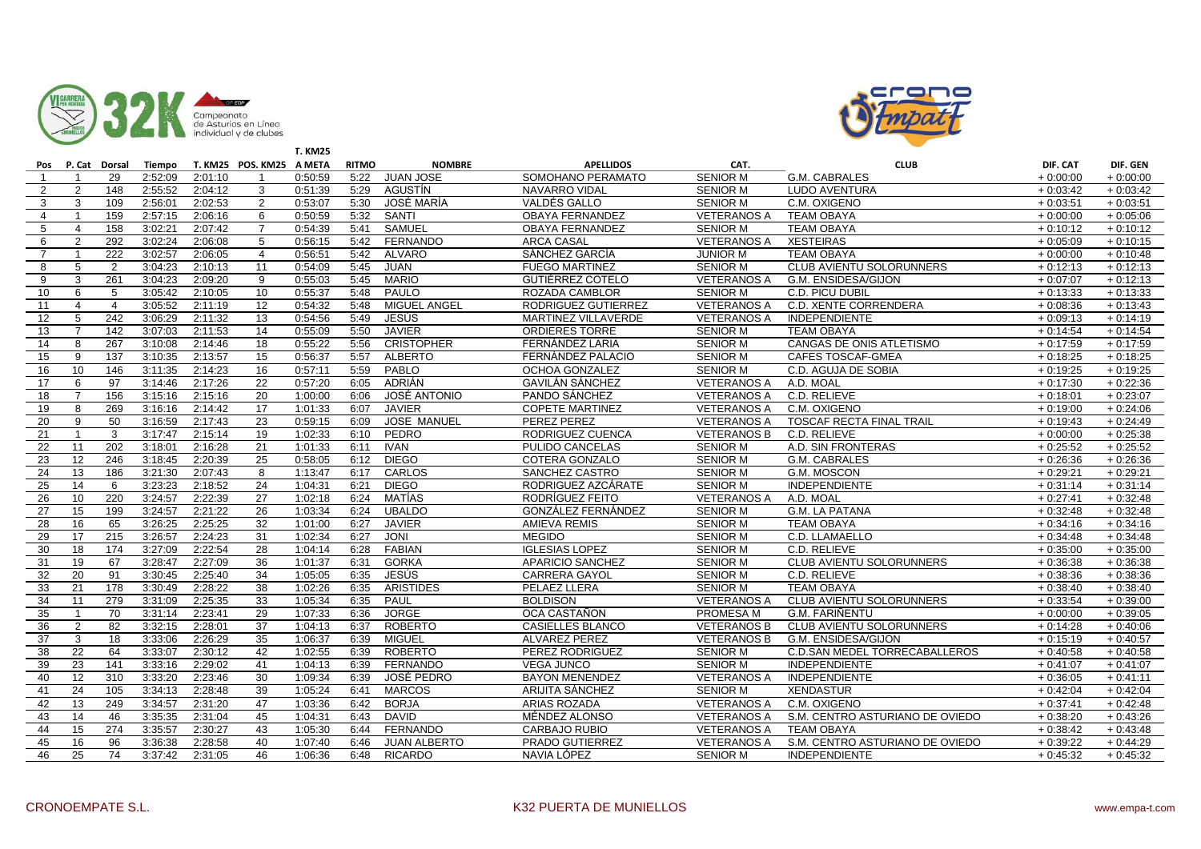| Pos | P. Cat | Dorsal | Tiempo | T. KM25 | POS. KM25 | T. KM25 A META | RITMO | NOMBRE | APELLIDOS | CAT. | CLUB | DIF. CAT | DIF. GEN |
|---|---|---|---|---|---|---|---|---|---|---|---|---|---|
| 1 | 1 | 29 | 2:52:09 | 2:01:10 | 1 | 0:50:59 | 5:22 | JUAN JOSE | SOMOHANO PERAMATO | SENIOR M | G.M. CABRALES | + 0:00:00 | + 0:00:00 |
| 2 | 2 | 148 | 2:55:52 | 2:04:12 | 3 | 0:51:39 | 5:29 | AGUSTÍN | NAVARRO VIDAL | SENIOR M | LUDO AVENTURA | + 0:03:42 | + 0:03:42 |
| 3 | 3 | 109 | 2:56:01 | 2:02:53 | 2 | 0:53:07 | 5:30 | JOSÉ MARÍA | VALDÉS GALLO | SENIOR M | C.M. OXIGENO | + 0:03:51 | + 0:03:51 |
| 4 | 1 | 159 | 2:57:15 | 2:06:16 | 6 | 0:50:59 | 5:32 | SANTI | OBAYA FERNANDEZ | VETERANOS A | TEAM OBAYA | + 0:00:00 | + 0:05:06 |
| 5 | 4 | 158 | 3:02:21 | 2:07:42 | 7 | 0:54:39 | 5:41 | SAMUEL | OBAYA FERNANDEZ | SENIOR M | TEAM OBAYA | + 0:10:12 | + 0:10:12 |
| 6 | 2 | 292 | 3:02:24 | 2:06:08 | 5 | 0:56:15 | 5:42 | FERNANDO | ARCA CASAL | VETERANOS A | XESTEIRAS | + 0:05:09 | + 0:10:15 |
| 7 | 1 | 222 | 3:02:57 | 2:06:05 | 4 | 0:56:51 | 5:42 | ALVARO | SÁNCHEZ GARCÍA | JUNIOR M | TEAM OBAYA | + 0:00:00 | + 0:10:48 |
| 8 | 5 | 2 | 3:04:23 | 2:10:13 | 11 | 0:54:09 | 5:45 | JUAN | FUEGO MARTINEZ | SENIOR M | CLUB AVIENTU SOLORUNNERS | + 0:12:13 | + 0:12:13 |
| 9 | 3 | 261 | 3:04:23 | 2:09:20 | 9 | 0:55:03 | 5:45 | MARIO | GUTIÉRREZ COTELO | VETERANOS A | G.M. ENSIDESA/GIJON | + 0:07:07 | + 0:12:13 |
| 10 | 6 | 5 | 3:05:42 | 2:10:05 | 10 | 0:55:37 | 5:48 | PAULO | ROZADA CAMBLOR | SENIOR M | C.D. PICU DUBIL | + 0:13:33 | + 0:13:33 |
| 11 | 4 | 4 | 3:05:52 | 2:11:19 | 12 | 0:54:32 | 5:48 | MIGUEL ANGEL | RODRIGUEZ GUTIERREZ | VETERANOS A | C.D. XENTE CORRENDERA | + 0:08:36 | + 0:13:43 |
| 12 | 5 | 242 | 3:06:29 | 2:11:32 | 13 | 0:54:56 | 5:49 | JESÚS | MARTINEZ VILLAVERDE | VETERANOS A | INDEPENDIENTE | + 0:09:13 | + 0:14:19 |
| 13 | 7 | 142 | 3:07:03 | 2:11:53 | 14 | 0:55:09 | 5:50 | JAVIER | ORDIERES TORRE | SENIOR M | TEAM OBAYA | + 0:14:54 | + 0:14:54 |
| 14 | 8 | 267 | 3:10:08 | 2:14:46 | 18 | 0:55:22 | 5:56 | CRISTOPHER | FERNÁNDEZ LARIA | SENIOR M | CANGAS DE ONIS ATLETISMO | + 0:17:59 | + 0:17:59 |
| 15 | 9 | 137 | 3:10:35 | 2:13:57 | 15 | 0:56:37 | 5:57 | ALBERTO | FERNÁNDEZ PALACIO | SENIOR M | CAFES TOSCAF-GMEA | + 0:18:25 | + 0:18:25 |
| 16 | 10 | 146 | 3:11:35 | 2:14:23 | 16 | 0:57:11 | 5:59 | PABLO | OCHOA GONZALEZ | SENIOR M | C.D. AGUJA DE SOBIA | + 0:19:25 | + 0:19:25 |
| 17 | 6 | 97 | 3:14:46 | 2:17:26 | 22 | 0:57:20 | 6:05 | ADRIÁN | GAVILÁN SÁNCHEZ | VETERANOS A | A.D. MOAL | + 0:17:30 | + 0:22:36 |
| 18 | 7 | 156 | 3:15:16 | 2:15:16 | 20 | 1:00:00 | 6:06 | JOSÉ ANTONIO | PANDO SÁNCHEZ | VETERANOS A | C.D. RELIEVE | + 0:18:01 | + 0:23:07 |
| 19 | 8 | 269 | 3:16:16 | 2:14:42 | 17 | 1:01:33 | 6:07 | JAVIER | COPETE MARTINEZ | VETERANOS A | C.M. OXIGENO | + 0:19:00 | + 0:24:06 |
| 20 | 9 | 50 | 3:16:59 | 2:17:43 | 23 | 0:59:15 | 6:09 | JOSE MANUEL | PEREZ PEREZ | VETERANOS A | TOSCAF RECTA FINAL TRAIL | + 0:19:43 | + 0:24:49 |
| 21 | 1 | 3 | 3:17:47 | 2:15:14 | 19 | 1:02:33 | 6:10 | PEDRO | RODRIGUEZ CUENCA | VETERANOS B | C.D. RELIEVE | + 0:00:00 | + 0:25:38 |
| 22 | 11 | 202 | 3:18:01 | 2:16:28 | 21 | 1:01:33 | 6:11 | IVAN | PULIDO CANCELAS | SENIOR M | A.D. SIN FRONTERAS | + 0:25:52 | + 0:25:52 |
| 23 | 12 | 246 | 3:18:45 | 2:20:39 | 25 | 0:58:05 | 6:12 | DIEGO | COTERA GONZALO | SENIOR M | G.M. CABRALES | + 0:26:36 | + 0:26:36 |
| 24 | 13 | 186 | 3:21:30 | 2:07:43 | 8 | 1:13:47 | 6:17 | CARLOS | SANCHEZ CASTRO | SENIOR M | G.M. MOSCON | + 0:29:21 | + 0:29:21 |
| 25 | 14 | 6 | 3:23:23 | 2:18:52 | 24 | 1:04:31 | 6:21 | DIEGO | RODRIGUEZ AZCÁRATE | SENIOR M | INDEPENDIENTE | + 0:31:14 | + 0:31:14 |
| 26 | 10 | 220 | 3:24:57 | 2:22:39 | 27 | 1:02:18 | 6:24 | MATÍAS | RODRÍGUEZ FEITO | VETERANOS A | A.D. MOAL | + 0:27:41 | + 0:32:48 |
| 27 | 15 | 199 | 3:24:57 | 2:21:22 | 26 | 1:03:34 | 6:24 | UBALDO | GONZÁLEZ FERNÁNDEZ | SENIOR M | G.M. LA PATANA | + 0:32:48 | + 0:32:48 |
| 28 | 16 | 65 | 3:26:25 | 2:25:25 | 32 | 1:01:00 | 6:27 | JAVIER | AMIEVA REMIS | SENIOR M | TEAM OBAYA | + 0:34:16 | + 0:34:16 |
| 29 | 17 | 215 | 3:26:57 | 2:24:23 | 31 | 1:02:34 | 6:27 | JONI | MEGIDO | SENIOR M | C.D. LLAMAELLO | + 0:34:48 | + 0:34:48 |
| 30 | 18 | 174 | 3:27:09 | 2:22:54 | 28 | 1:04:14 | 6:28 | FABIAN | IGLESIAS LOPEZ | SENIOR M | C.D. RELIEVE | + 0:35:00 | + 0:35:00 |
| 31 | 19 | 67 | 3:28:47 | 2:27:09 | 36 | 1:01:37 | 6:31 | GORKA | APARICIO SANCHEZ | SENIOR M | CLUB AVIENTU SOLORUNNERS | + 0:36:38 | + 0:36:38 |
| 32 | 20 | 91 | 3:30:45 | 2:25:40 | 34 | 1:05:05 | 6:35 | JESÚS | CARRERA GAYOL | SENIOR M | C.D. RELIEVE | + 0:38:36 | + 0:38:36 |
| 33 | 21 | 178 | 3:30:49 | 2:28:22 | 38 | 1:02:26 | 6:35 | ARISTIDES | PELAEZ LLERA | SENIOR M | TEAM OBAYA | + 0:38:40 | + 0:38:40 |
| 34 | 11 | 279 | 3:31:09 | 2:25:35 | 33 | 1:05:34 | 6:35 | PAUL | BOLDISON | VETERANOS A | CLUB AVIENTU SOLORUNNERS | + 0:33:54 | + 0:39:00 |
| 35 | 1 | 70 | 3:31:14 | 2:23:41 | 29 | 1:07:33 | 6:36 | JORGE | OCA CASTAÑON | PROMESA M | G.M. FARIÑENTU | + 0:00:00 | + 0:39:05 |
| 36 | 2 | 82 | 3:32:15 | 2:28:01 | 37 | 1:04:13 | 6:37 | ROBERTO | CASIELLES BLANCO | VETERANOS B | CLUB AVIENTU SOLORUNNERS | + 0:14:28 | + 0:40:06 |
| 37 | 3 | 18 | 3:33:06 | 2:26:29 | 35 | 1:06:37 | 6:39 | MIGUEL | ALVAREZ PEREZ | VETERANOS B | G.M. ENSIDESA/GIJON | + 0:15:19 | + 0:40:57 |
| 38 | 22 | 64 | 3:33:07 | 2:30:12 | 42 | 1:02:55 | 6:39 | ROBERTO | PEREZ RODRIGUEZ | SENIOR M | C.D.SAN MEDEL TORRECABALLEROS | + 0:40:58 | + 0:40:58 |
| 39 | 23 | 141 | 3:33:16 | 2:29:02 | 41 | 1:04:13 | 6:39 | FERNANDO | VEGA JUNCO | SENIOR M | INDEPENDIENTE | + 0:41:07 | + 0:41:07 |
| 40 | 12 | 310 | 3:33:20 | 2:23:46 | 30 | 1:09:34 | 6:39 | JOSÉ PEDRO | BAYON MENENDEZ | VETERANOS A | INDEPENDIENTE | + 0:36:05 | + 0:41:11 |
| 41 | 24 | 105 | 3:34:13 | 2:28:48 | 39 | 1:05:24 | 6:41 | MARCOS | ARIJITA SÁNCHEZ | SENIOR M | XENDASTUR | + 0:42:04 | + 0:42:04 |
| 42 | 13 | 249 | 3:34:57 | 2:31:20 | 47 | 1:03:36 | 6:42 | BORJA | ARIAS ROZADA | VETERANOS A | C.M. OXIGENO | + 0:37:41 | + 0:42:48 |
| 43 | 14 | 46 | 3:35:35 | 2:31:04 | 45 | 1:04:31 | 6:43 | DAVID | MÉNDEZ ALONSO | VETERANOS A | S.M. CENTRO ASTURIANO DE OVIEDO | + 0:38:20 | + 0:43:26 |
| 44 | 15 | 274 | 3:35:57 | 2:30:27 | 43 | 1:05:30 | 6:44 | FERNANDO | CARBAJO RUBIO | VETERANOS A | TEAM OBAYA | + 0:38:42 | + 0:43:48 |
| 45 | 16 | 96 | 3:36:38 | 2:28:58 | 40 | 1:07:40 | 6:46 | JUAN ALBERTO | PRADO GUTIERREZ | VETERANOS A | S.M. CENTRO ASTURIANO DE OVIEDO | + 0:39:22 | + 0:44:29 |
| 46 | 25 | 74 | 3:37:42 | 2:31:05 | 46 | 1:06:36 | 6:48 | RICARDO | NAVIA LÓPEZ | SENIOR M | INDEPENDIENTE | + 0:45:32 | + 0:45:32 |

CRONOEMPATE S.L. — K32 PUERTA DE MUNIELLOS — www.empa-t.com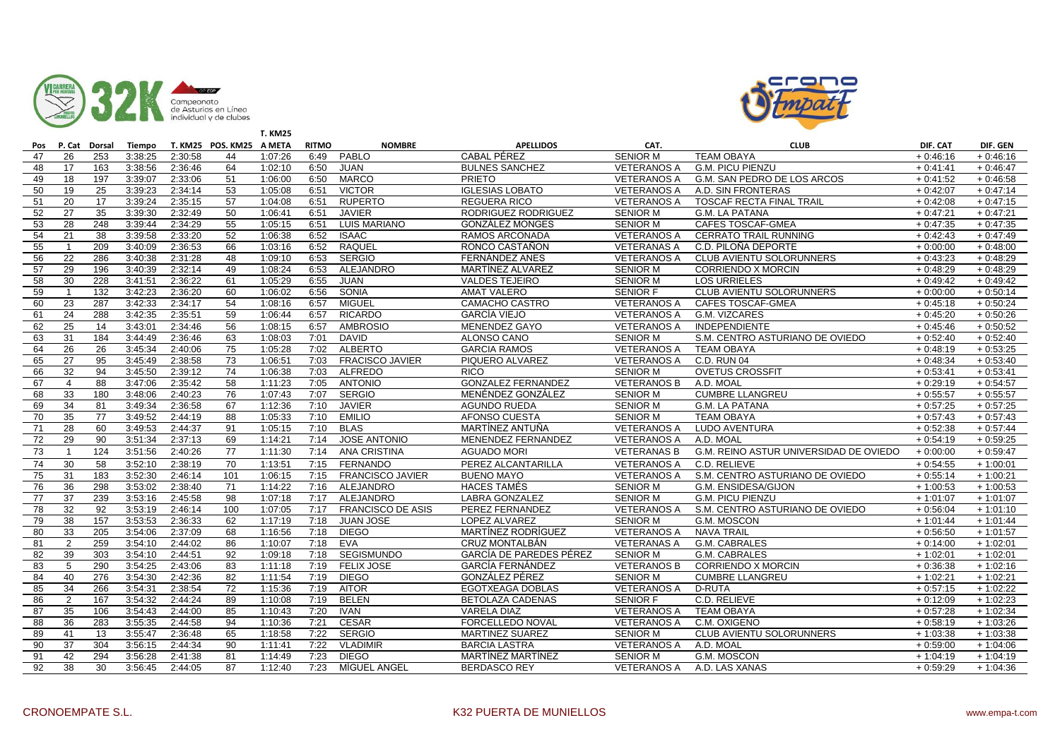| Pos | P. Cat | Dorsal | Tiempo | T. KM25 | POS. KM25 | T. KM25 A META | RITMO | NOMBRE | APELLIDOS | CAT. | CLUB | DIF. CAT | DIF. GEN |
|---|---|---|---|---|---|---|---|---|---|---|---|---|---|
| 47 | 26 | 253 | 3:38:25 | 2:30:58 | 44 | 1:07:26 | 6:49 | PABLO | CABAL PÉREZ | SENIOR M | TEAM OBAYA | + 0:46:16 | + 0:46:16 |
| 48 | 17 | 163 | 3:38:56 | 2:36:46 | 64 | 1:02:10 | 6:50 | JUAN | BULNES SANCHEZ | VETERANOS A | G.M. PICU PIENZU | + 0:41:41 | + 0:46:47 |
| 49 | 18 | 197 | 3:39:07 | 2:33:06 | 51 | 1:06:00 | 6:50 | MARCO | PRIETO | VETERANOS A | G.M. SAN PEDRO DE LOS ARCOS | + 0:41:52 | + 0:46:58 |
| 50 | 19 | 25 | 3:39:23 | 2:34:14 | 53 | 1:05:08 | 6:51 | VICTOR | IGLESIAS LOBATO | VETERANOS A | A.D. SIN FRONTERAS | + 0:42:07 | + 0:47:14 |
| 51 | 20 | 17 | 3:39:24 | 2:35:15 | 57 | 1:04:08 | 6:51 | RUPERTO | REGUERA RICO | VETERANOS A | TOSCAF RECTA FINAL TRAIL | + 0:42:08 | + 0:47:15 |
| 52 | 27 | 35 | 3:39:30 | 2:32:49 | 50 | 1:06:41 | 6:51 | JAVIER | RODRIGUEZ RODRIGUEZ | SENIOR M | G.M. LA PATANA | + 0:47:21 | + 0:47:21 |
| 53 | 28 | 248 | 3:39:44 | 2:34:29 | 55 | 1:05:15 | 6:51 | LUIS MARIANO | GONZÁLEZ MONGES | SENIOR M | CAFES TOSCAF-GMEA | + 0:47:35 | + 0:47:35 |
| 54 | 21 | 38 | 3:39:58 | 2:33:20 | 52 | 1:06:38 | 6:52 | ISAAC | RAMOS ARCONADA | VETERANOS A | CERRATO TRAIL RUNNING | + 0:42:43 | + 0:47:49 |
| 55 | 1 | 209 | 3:40:09 | 2:36:53 | 66 | 1:03:16 | 6:52 | RAQUEL | RONCO CASTAÑON | VETERANAS A | C.D. PILOÑA DEPORTE | + 0:00:00 | + 0:48:00 |
| 56 | 22 | 286 | 3:40:38 | 2:31:28 | 48 | 1:09:10 | 6:53 | SERGIO | FERNÁNDEZ ANES | VETERANOS A | CLUB AVIENTU SOLORUNNERS | + 0:43:23 | + 0:48:29 |
| 57 | 29 | 196 | 3:40:39 | 2:32:14 | 49 | 1:08:24 | 6:53 | ALEJANDRO | MARTÍNEZ ALVAREZ | SENIOR M | CORRIENDO X MORCIN | + 0:48:29 | + 0:48:29 |
| 58 | 30 | 228 | 3:41:51 | 2:36:22 | 61 | 1:05:29 | 6:55 | JUAN | VALDES TEJEIRO | SENIOR M | LOS URRIELES | + 0:49:42 | + 0:49:42 |
| 59 | 1 | 132 | 3:42:23 | 2:36:20 | 60 | 1:06:02 | 6:56 | SONIA | AMAT VALERO | SENIOR F | CLUB AVIENTU SOLORUNNERS | + 0:00:00 | + 0:50:14 |
| 60 | 23 | 287 | 3:42:33 | 2:34:17 | 54 | 1:08:16 | 6:57 | MIGUEL | CAMACHO CASTRO | VETERANOS A | CAFES TOSCAF-GMEA | + 0:45:18 | + 0:50:24 |
| 61 | 24 | 288 | 3:42:35 | 2:35:51 | 59 | 1:06:44 | 6:57 | RICARDO | GARCÍA VIEJO | VETERANOS A | G.M. VIZCARES | + 0:45:20 | + 0:50:26 |
| 62 | 25 | 14 | 3:43:01 | 2:34:46 | 56 | 1:08:15 | 6:57 | AMBROSIO | MENENDEZ GAYO | VETERANOS A | INDEPENDIENTE | + 0:45:46 | + 0:50:52 |
| 63 | 31 | 184 | 3:44:49 | 2:36:46 | 63 | 1:08:03 | 7:01 | DAVID | ALONSO CANO | SENIOR M | S.M. CENTRO ASTURIANO DE OVIEDO | + 0:52:40 | + 0:52:40 |
| 64 | 26 | 26 | 3:45:34 | 2:40:06 | 75 | 1:05:28 | 7:02 | ALBERTO | GARCIA RAMOS | VETERANOS A | TEAM OBAYA | + 0:48:19 | + 0:53:25 |
| 65 | 27 | 95 | 3:45:49 | 2:38:58 | 73 | 1:06:51 | 7:03 | FRACISCO JAVIER | PIQUERO ALVAREZ | VETERANOS A | C.D. RUN 04 | + 0:48:34 | + 0:53:40 |
| 66 | 32 | 94 | 3:45:50 | 2:39:12 | 74 | 1:06:38 | 7:03 | ALFREDO | RICO | SENIOR M | OVETUS CROSSFIT | + 0:53:41 | + 0:53:41 |
| 67 | 4 | 88 | 3:47:06 | 2:35:42 | 58 | 1:11:23 | 7:05 | ANTONIO | GONZALEZ FERNANDEZ | VETERANOS B | A.D. MOAL | + 0:29:19 | + 0:54:57 |
| 68 | 33 | 180 | 3:48:06 | 2:40:23 | 76 | 1:07:43 | 7:07 | SERGIO | MENÉNDEZ GONZÁLEZ | SENIOR M | CUMBRE LLANGREU | + 0:55:57 | + 0:55:57 |
| 69 | 34 | 81 | 3:49:34 | 2:36:58 | 67 | 1:12:36 | 7:10 | JAVIER | AGUNDO RUEDA | SENIOR M | G.M. LA PATANA | + 0:57:25 | + 0:57:25 |
| 70 | 35 | 77 | 3:49:52 | 2:44:19 | 88 | 1:05:33 | 7:10 | EMILIO | AFONSO CUESTA | SENIOR M | TEAM OBAYA | + 0:57:43 | + 0:57:43 |
| 71 | 28 | 60 | 3:49:53 | 2:44:37 | 91 | 1:05:15 | 7:10 | BLAS | MARTÍNEZ ANTUÑA | VETERANOS A | LUDO AVENTURA | + 0:52:38 | + 0:57:44 |
| 72 | 29 | 90 | 3:51:34 | 2:37:13 | 69 | 1:14:21 | 7:14 | JOSE ANTONIO | MENENDEZ FERNANDEZ | VETERANOS A | A.D. MOAL | + 0:54:19 | + 0:59:25 |
| 73 | 1 | 124 | 3:51:56 | 2:40:26 | 77 | 1:11:30 | 7:14 | ANA CRISTINA | AGUADO MORI | VETERANAS B | G.M. REINO ASTUR UNIVERSIDAD DE OVIEDO | + 0:00:00 | + 0:59:47 |
| 74 | 30 | 58 | 3:52:10 | 2:38:19 | 70 | 1:13:51 | 7:15 | FERNANDO | PEREZ ALCANTARILLA | VETERANOS A | C.D. RELIEVE | + 0:54:55 | + 1:00:01 |
| 75 | 31 | 183 | 3:52:30 | 2:46:14 | 101 | 1:06:15 | 7:15 | FRANCISCO JAVIER | BUENO MAYO | VETERANOS A | S.M. CENTRO ASTURIANO DE OVIEDO | + 0:55:14 | + 1:00:21 |
| 76 | 36 | 298 | 3:53:02 | 2:38:40 | 71 | 1:14:22 | 7:16 | ALEJANDRO | HACES TAMÉS | SENIOR M | G.M. ENSIDESA/GIJON | + 1:00:53 | + 1:00:53 |
| 77 | 37 | 239 | 3:53:16 | 2:45:58 | 98 | 1:07:18 | 7:17 | ALEJANDRO | LABRA GONZALEZ | SENIOR M | G.M. PICU PIENZU | + 1:01:07 | + 1:01:07 |
| 78 | 32 | 92 | 3:53:19 | 2:46:14 | 100 | 1:07:05 | 7:17 | FRANCISCO DE ASIS | PEREZ FERNANDEZ | VETERANOS A | S.M. CENTRO ASTURIANO DE OVIEDO | + 0:56:04 | + 1:01:10 |
| 79 | 38 | 157 | 3:53:53 | 2:36:33 | 62 | 1:17:19 | 7:18 | JUAN JOSE | LOPEZ ALVAREZ | SENIOR M | G.M. MOSCON | + 1:01:44 | + 1:01:44 |
| 80 | 33 | 205 | 3:54:06 | 2:37:09 | 68 | 1:16:56 | 7:18 | DIEGO | MARTÍNEZ RODRÍGUEZ | VETERANOS A | NAVA TRAIL | + 0:56:50 | + 1:01:57 |
| 81 | 2 | 259 | 3:54:10 | 2:44:02 | 86 | 1:10:07 | 7:18 | EVA | CRUZ MONTALBÁN | VETERANAS A | G.M. CABRALES | + 0:14:00 | + 1:02:01 |
| 82 | 39 | 303 | 3:54:10 | 2:44:51 | 92 | 1:09:18 | 7:18 | SEGISMUNDO | GARCÍA DE PAREDES PÉREZ | SENIOR M | G.M. CABRALES | + 1:02:01 | + 1:02:01 |
| 83 | 5 | 290 | 3:54:25 | 2:43:06 | 83 | 1:11:18 | 7:19 | FELIX JOSE | GARCÍA FERNÁNDEZ | VETERANOS B | CORRIENDO X MORCIN | + 0:36:38 | + 1:02:16 |
| 84 | 40 | 276 | 3:54:30 | 2:42:36 | 82 | 1:11:54 | 7:19 | DIEGO | GONZÁLEZ PÉREZ | SENIOR M | CUMBRE LLANGREU | + 1:02:21 | + 1:02:21 |
| 85 | 34 | 266 | 3:54:31 | 2:38:54 | 72 | 1:15:36 | 7:19 | AITOR | EGOTXEAGA DOBLAS | VETERANOS A | D-RUTA | + 0:57:15 | + 1:02:22 |
| 86 | 2 | 167 | 3:54:32 | 2:44:24 | 89 | 1:10:08 | 7:19 | BELEN | BETOLAZA CADENAS | SENIOR F | C.D. RELIEVE | + 0:12:09 | + 1:02:23 |
| 87 | 35 | 106 | 3:54:43 | 2:44:00 | 85 | 1:10:43 | 7:20 | IVAN | VARELA DIAZ | VETERANOS A | TEAM OBAYA | + 0:57:28 | + 1:02:34 |
| 88 | 36 | 283 | 3:55:35 | 2:44:58 | 94 | 1:10:36 | 7:21 | CESAR | FORCELLEDO NOVAL | VETERANOS A | C.M. OXIGENO | + 0:58:19 | + 1:03:26 |
| 89 | 41 | 13 | 3:55:47 | 2:36:48 | 65 | 1:18:58 | 7:22 | SERGIO | MARTINEZ SUAREZ | SENIOR M | CLUB AVIENTU SOLORUNNERS | + 1:03:38 | + 1:03:38 |
| 90 | 37 | 304 | 3:56:15 | 2:44:34 | 90 | 1:11:41 | 7:22 | VLADIMIR | BARCIA LASTRA | VETERANOS A | A.D. MOAL | + 0:59:00 | + 1:04:06 |
| 91 | 42 | 294 | 3:56:28 | 2:41:38 | 81 | 1:14:49 | 7:23 | DIEGO | MARTÍNEZ MARTÍNEZ | SENIOR M | G.M. MOSCON | + 1:04:19 | + 1:04:19 |
| 92 | 38 | 30 | 3:56:45 | 2:44:05 | 87 | 1:12:40 | 7:23 | MÍGUEL ÁNGEL | BERDASCO REY | VETERANOS A | A.D. LAS XANAS | + 0:59:29 | + 1:04:36 |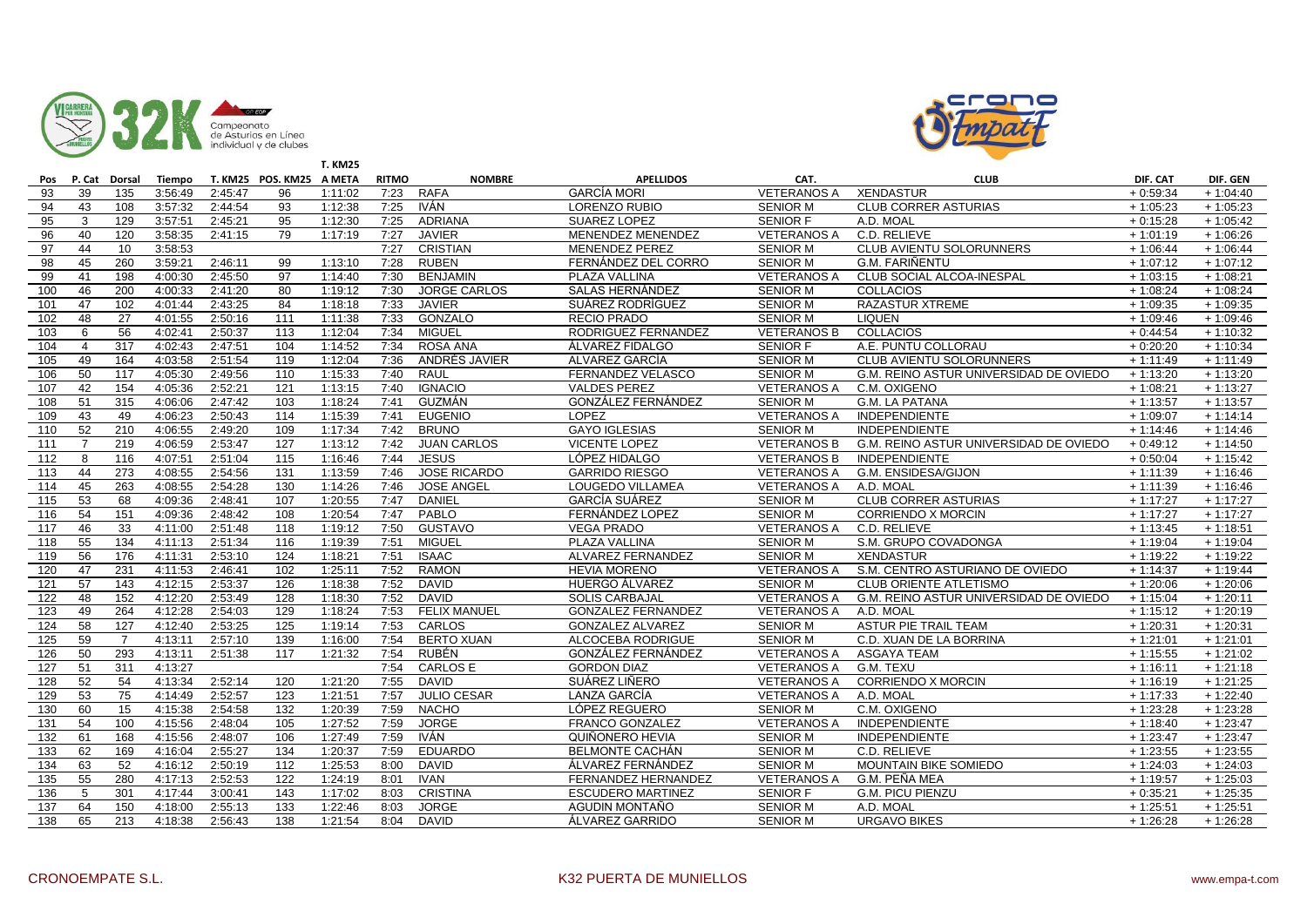| Pos | P. Cat | Dorsal | Tiempo | T. KM25 | POS. KM25 | T. KM25 A META | RITMO | NOMBRE | APELLIDOS | CAT. | CLUB | DIF. CAT | DIF. GEN |
|---|---|---|---|---|---|---|---|---|---|---|---|---|---|
| 93 | 39 | 135 | 3:56:49 | 2:45:47 | 96 | 1:11:02 | 7:23 | RAFA | GARCÍA MORI | VETERANOS A | XENDASTUR | + 0:59:34 | + 1:04:40 |
| 94 | 43 | 108 | 3:57:32 | 2:44:54 | 93 | 1:12:38 | 7:25 | IVÁN | LORENZO RUBIO | SENIOR M | CLUB CORRER ASTURIAS | + 1:05:23 | + 1:05:23 |
| 95 | 3 | 129 | 3:57:51 | 2:45:21 | 95 | 1:12:30 | 7:25 | ADRIANA | SUAREZ LOPEZ | SENIOR F | A.D. MOAL | + 0:15:28 | + 1:05:42 |
| 96 | 40 | 120 | 3:58:35 | 2:41:15 | 79 | 1:17:19 | 7:27 | JAVIER | MENENDEZ MENENDEZ | VETERANOS A | C.D. RELIEVE | + 1:01:19 | + 1:06:26 |
| 97 | 44 | 10 | 3:58:53 | | | | 7:27 | CRISTIAN | MENENDEZ PEREZ | SENIOR M | CLUB AVIENTU SOLORUNNERS | + 1:06:44 | + 1:06:44 |
| 98 | 45 | 260 | 3:59:21 | 2:46:11 | 99 | 1:13:10 | 7:28 | RUBEN | FERNÁNDEZ DEL CORRO | SENIOR M | G.M. FARIÑENTU | + 1:07:12 | + 1:07:12 |
| 99 | 41 | 198 | 4:00:30 | 2:45:50 | 97 | 1:14:40 | 7:30 | BENJAMIN | PLAZA VALLINA | VETERANOS A | CLUB SOCIAL ALCOA-INESPAL | + 1:03:15 | + 1:08:21 |
| 100 | 46 | 200 | 4:00:33 | 2:41:20 | 80 | 1:19:12 | 7:30 | JORGE CARLOS | SALAS HERNÁNDEZ | SENIOR M | COLLACIOS | + 1:08:24 | + 1:08:24 |
| 101 | 47 | 102 | 4:01:44 | 2:43:25 | 84 | 1:18:18 | 7:33 | JAVIER | SUÁREZ RODRÍGUEZ | SENIOR M | RAZASTUR XTREME | + 1:09:35 | + 1:09:35 |
| 102 | 48 | 27 | 4:01:55 | 2:50:16 | 111 | 1:11:38 | 7:33 | GONZALO | RECIO PRADO | SENIOR M | LIQUEN | + 1:09:46 | + 1:09:46 |
| 103 | 6 | 56 | 4:02:41 | 2:50:37 | 113 | 1:12:04 | 7:34 | MIGUEL | RODRIGUEZ FERNANDEZ | VETERANOS B | COLLACIOS | + 0:44:54 | + 1:10:32 |
| 104 | 4 | 317 | 4:02:43 | 2:47:51 | 104 | 1:14:52 | 7:34 | ROSA ANA | ÁLVAREZ FIDALGO | SENIOR F | A.E. PUNTU COLLORAU | + 0:20:20 | + 1:10:34 |
| 105 | 49 | 164 | 4:03:58 | 2:51:54 | 119 | 1:12:04 | 7:36 | ANDRÉS JAVIER | ALVAREZ GARCÍA | SENIOR M | CLUB AVIENTU SOLORUNNERS | + 1:11:49 | + 1:11:49 |
| 106 | 50 | 117 | 4:05:30 | 2:49:56 | 110 | 1:15:33 | 7:40 | RAUL | FERNANDEZ VELASCO | SENIOR M | G.M. REINO ASTUR UNIVERSIDAD DE OVIEDO | + 1:13:20 | + 1:13:20 |
| 107 | 42 | 154 | 4:05:36 | 2:52:21 | 121 | 1:13:15 | 7:40 | IGNACIO | VALDES PEREZ | VETERANOS A | C.M. OXIGENO | + 1:08:21 | + 1:13:27 |
| 108 | 51 | 315 | 4:06:06 | 2:47:42 | 103 | 1:18:24 | 7:41 | GUZMÁN | GONZÁLEZ FERNÁNDEZ | SENIOR M | G.M. LA PATANA | + 1:13:57 | + 1:13:57 |
| 109 | 43 | 49 | 4:06:23 | 2:50:43 | 114 | 1:15:39 | 7:41 | EUGENIO | LOPEZ | VETERANOS A | INDEPENDIENTE | + 1:09:07 | + 1:14:14 |
| 110 | 52 | 210 | 4:06:55 | 2:49:20 | 109 | 1:17:34 | 7:42 | BRUNO | GAYO IGLESIAS | SENIOR M | INDEPENDIENTE | + 1:14:46 | + 1:14:46 |
| 111 | 7 | 219 | 4:06:59 | 2:53:47 | 127 | 1:13:12 | 7:42 | JUAN CARLOS | VICENTE LOPEZ | VETERANOS B | G.M. REINO ASTUR UNIVERSIDAD DE OVIEDO | + 0:49:12 | + 1:14:50 |
| 112 | 8 | 116 | 4:07:51 | 2:51:04 | 115 | 1:16:46 | 7:44 | JESUS | LÓPEZ HIDALGO | VETERANOS B | INDEPENDIENTE | + 0:50:04 | + 1:15:42 |
| 113 | 44 | 273 | 4:08:55 | 2:54:56 | 131 | 1:13:59 | 7:46 | JOSE RICARDO | GARRIDO RIESGO | VETERANOS A | G.M. ENSIDESA/GIJON | + 1:11:39 | + 1:16:46 |
| 114 | 45 | 263 | 4:08:55 | 2:54:28 | 130 | 1:14:26 | 7:46 | JOSE ANGEL | LOUGEDO VILLAMEA | VETERANOS A | A.D. MOAL | + 1:11:39 | + 1:16:46 |
| 115 | 53 | 68 | 4:09:36 | 2:48:41 | 107 | 1:20:55 | 7:47 | DANIEL | GARCÍA SUÁREZ | SENIOR M | CLUB CORRER ASTURIAS | + 1:17:27 | + 1:17:27 |
| 116 | 54 | 151 | 4:09:36 | 2:48:42 | 108 | 1:20:54 | 7:47 | PABLO | FERNÁNDEZ LOPEZ | SENIOR M | CORRIENDO X MORCIN | + 1:17:27 | + 1:17:27 |
| 117 | 46 | 33 | 4:11:00 | 2:51:48 | 118 | 1:19:12 | 7:50 | GUSTAVO | VEGA PRADO | VETERANOS A | C.D. RELIEVE | + 1:13:45 | + 1:18:51 |
| 118 | 55 | 134 | 4:11:13 | 2:51:34 | 116 | 1:19:39 | 7:51 | MIGUEL | PLAZA VALLINA | SENIOR M | S.M. GRUPO COVADONGA | + 1:19:04 | + 1:19:04 |
| 119 | 56 | 176 | 4:11:31 | 2:53:10 | 124 | 1:18:21 | 7:51 | ISAAC | ALVAREZ FERNANDEZ | SENIOR M | XENDASTUR | + 1:19:22 | + 1:19:22 |
| 120 | 47 | 231 | 4:11:53 | 2:46:41 | 102 | 1:25:11 | 7:52 | RAMON | HEVIA MORENO | VETERANOS A | S.M. CENTRO ASTURIANO DE OVIEDO | + 1:14:37 | + 1:19:44 |
| 121 | 57 | 143 | 4:12:15 | 2:53:37 | 126 | 1:18:38 | 7:52 | DAVID | HUERGO ÁLVAREZ | SENIOR M | CLUB ORIENTE ATLETISMO | + 1:20:06 | + 1:20:06 |
| 122 | 48 | 152 | 4:12:20 | 2:53:49 | 128 | 1:18:30 | 7:52 | DAVID | SOLIS CARBAJAL | VETERANOS A | G.M. REINO ASTUR UNIVERSIDAD DE OVIEDO | + 1:15:04 | + 1:20:11 |
| 123 | 49 | 264 | 4:12:28 | 2:54:03 | 129 | 1:18:24 | 7:53 | FELIX MANUEL | GONZALEZ FERNANDEZ | VETERANOS A | A.D. MOAL | + 1:15:12 | + 1:20:19 |
| 124 | 58 | 127 | 4:12:40 | 2:53:25 | 125 | 1:19:14 | 7:53 | CARLOS | GONZALEZ ALVAREZ | SENIOR M | ASTUR PIE TRAIL TEAM | + 1:20:31 | + 1:20:31 |
| 125 | 59 | 7 | 4:13:11 | 2:57:10 | 139 | 1:16:00 | 7:54 | BERTO XUAN | ALCOCEBA RODRIGUE | SENIOR M | C.D. XUAN DE LA BORRINA | + 1:21:01 | + 1:21:01 |
| 126 | 50 | 293 | 4:13:11 | 2:51:38 | 117 | 1:21:32 | 7:54 | RUBÉN | GONZÁLEZ FERNÁNDEZ | VETERANOS A | ASGAYA TEAM | + 1:15:55 | + 1:21:02 |
| 127 | 51 | 311 | 4:13:27 | | | | 7:54 | CARLOS E | GORDON DIAZ | VETERANOS A | G.M. TEXU | + 1:16:11 | + 1:21:18 |
| 128 | 52 | 54 | 4:13:34 | 2:52:14 | 120 | 1:21:20 | 7:55 | DAVID | SUÁREZ LIÑERO | VETERANOS A | CORRIENDO X MORCIN | + 1:16:19 | + 1:21:25 |
| 129 | 53 | 75 | 4:14:49 | 2:52:57 | 123 | 1:21:51 | 7:57 | JULIO CESAR | LANZA GARCÍA | VETERANOS A | A.D. MOAL | + 1:17:33 | + 1:22:40 |
| 130 | 60 | 15 | 4:15:38 | 2:54:58 | 132 | 1:20:39 | 7:59 | NACHO | LÓPEZ REGUERO | SENIOR M | C.M. OXIGENO | + 1:23:28 | + 1:23:28 |
| 131 | 54 | 100 | 4:15:56 | 2:48:04 | 105 | 1:27:52 | 7:59 | JORGE | FRANCO GONZALEZ | VETERANOS A | INDEPENDIENTE | + 1:18:40 | + 1:23:47 |
| 132 | 61 | 168 | 4:15:56 | 2:48:07 | 106 | 1:27:49 | 7:59 | IVÁN | QUIÑONERO HEVIA | SENIOR M | INDEPENDIENTE | + 1:23:47 | + 1:23:47 |
| 133 | 62 | 169 | 4:16:04 | 2:55:27 | 134 | 1:20:37 | 7:59 | EDUARDO | BELMONTE CACHÁN | SENIOR M | C.D. RELIEVE | + 1:23:55 | + 1:23:55 |
| 134 | 63 | 52 | 4:16:12 | 2:50:19 | 112 | 1:25:53 | 8:00 | DAVID | ÁLVAREZ FERNÁNDEZ | SENIOR M | MOUNTAIN BIKE SOMIEDO | + 1:24:03 | + 1:24:03 |
| 135 | 55 | 280 | 4:17:13 | 2:52:53 | 122 | 1:24:19 | 8:01 | IVAN | FERNANDEZ HERNANDEZ | VETERANOS A | G.M. PEÑA MEA | + 1:19:57 | + 1:25:03 |
| 136 | 5 | 301 | 4:17:44 | 3:00:41 | 143 | 1:17:02 | 8:03 | CRISTINA | ESCUDERO MARTINEZ | SENIOR F | G.M. PICU PIENZU | + 0:35:21 | + 1:25:35 |
| 137 | 64 | 150 | 4:18:00 | 2:55:13 | 133 | 1:22:46 | 8:03 | JORGE | AGUDIN MONTAÑO | SENIOR M | A.D. MOAL | + 1:25:51 | + 1:25:51 |
| 138 | 65 | 213 | 4:18:38 | 2:56:43 | 138 | 1:21:54 | 8:04 | DAVID | ÁLVAREZ GARRIDO | SENIOR M | URGAVO BIKES | + 1:26:28 | + 1:26:28 |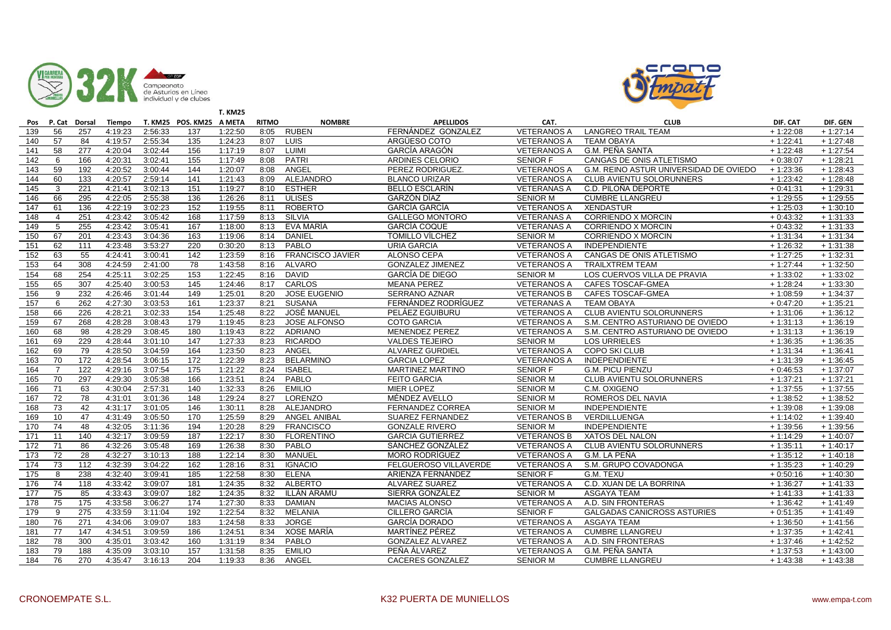| Pos | P. Cat | Dorsal | Tiempo | T. KM25 | POS. KM25 | T. KM25 A META | RITMO | NOMBRE | APELLIDOS | CAT. | CLUB | DIF. CAT | DIF. GEN |
|---|---|---|---|---|---|---|---|---|---|---|---|---|---|
| 139 | 56 | 257 | 4:19:23 | 2:56:33 | 137 | 1:22:50 | 8:05 | RUBEN | FERNÁNDEZ GONZALEZ | VETERANOS A | LANGREO TRAIL TEAM | + 1:22:08 | + 1:27:14 |
| 140 | 57 | 84 | 4:19:57 | 2:55:34 | 135 | 1:24:23 | 8:07 | LUIS | ARGÜESO COTO | VETERANOS A | TEAM OBAYA | + 1:22:41 | + 1:27:48 |
| 141 | 58 | 277 | 4:20:04 | 3:02:44 | 156 | 1:17:19 | 8:07 | LUIMI | GARCÍA ARAGÓN | VETERANOS A | G.M. PEÑA SANTA | + 1:22:48 | + 1:27:54 |
| 142 | 6 | 166 | 4:20:31 | 3:02:41 | 155 | 1:17:49 | 8:08 | PATRI | ARDINES CELORIO | SENIOR F | CANGAS DE ONIS ATLETISMO | + 0:38:07 | + 1:28:21 |
| 143 | 59 | 192 | 4:20:52 | 3:00:44 | 144 | 1:20:07 | 8:08 | ANGEL | PEREZ RODRIGUEZ. | VETERANOS A | G.M. REINO ASTUR UNIVERSIDAD DE OVIEDO | + 1:23:36 | + 1:28:43 |
| 144 | 60 | 133 | 4:20:57 | 2:59:14 | 141 | 1:21:43 | 8:09 | ALEJANDRO | BLANCO URIZAR | VETERANOS A | CLUB AVIENTU SOLORUNNERS | + 1:23:42 | + 1:28:48 |
| 145 | 3 | 221 | 4:21:41 | 3:02:13 | 151 | 1:19:27 | 8:10 | ESTHER | BELLO ESCLARÍN | VETERANAS A | C.D. PILOÑA DEPORTE | + 0:41:31 | + 1:29:31 |
| 146 | 66 | 295 | 4:22:05 | 2:55:38 | 136 | 1:26:26 | 8:11 | ULISES | GARZÓN DÍAZ | SENIOR M | CUMBRE LLANGREU | + 1:29:55 | + 1:29:55 |
| 147 | 61 | 136 | 4:22:19 | 3:02:23 | 152 | 1:19:55 | 8:11 | ROBERTO | GARCÍA GARCÍA | VETERANOS A | XENDASTUR | + 1:25:03 | + 1:30:10 |
| 148 | 4 | 251 | 4:23:42 | 3:05:42 | 168 | 1:17:59 | 8:13 | SILVIA | GALLEGO MONTORO | VETERANAS A | CORRIENDO X MORCIN | + 0:43:32 | + 1:31:33 |
| 149 | 5 | 255 | 4:23:42 | 3:05:41 | 167 | 1:18:00 | 8:13 | EVA MARÍA | GARCÍA COQUE | VETERANAS A | CORRIENDO X MORCIN | + 0:43:32 | + 1:31:33 |
| 150 | 67 | 201 | 4:23:43 | 3:04:36 | 163 | 1:19:06 | 8:14 | DANIEL | TOMILLO VILCHEZ | SENIOR M | CORRIENDO X MORCIN | + 1:31:34 | + 1:31:34 |
| 151 | 62 | 111 | 4:23:48 | 3:53:27 | 220 | 0:30:20 | 8:13 | PABLO | URIA GARCIA | VETERANOS A | INDEPENDIENTE | + 1:26:32 | + 1:31:38 |
| 152 | 63 | 55 | 4:24:41 | 3:00:41 | 142 | 1:23:59 | 8:16 | FRANCISCO JAVIER | ALONSO CEPA | VETERANOS A | CANGAS DE ONIS ATLETISMO | + 1:27:25 | + 1:32:31 |
| 153 | 64 | 308 | 4:24:59 | 2:41:00 | 78 | 1:43:58 | 8:16 | ALVARO | GONZALEZ JIMENEZ | VETERANOS A | TRAILXTREM TEAM | + 1:27:44 | + 1:32:50 |
| 154 | 68 | 254 | 4:25:11 | 3:02:25 | 153 | 1:22:45 | 8:16 | DAVID | GARCÍA DE DIEGO | SENIOR M | LOS CUERVOS VILLA DE PRAVIA | + 1:33:02 | + 1:33:02 |
| 155 | 65 | 307 | 4:25:40 | 3:00:53 | 145 | 1:24:46 | 8:17 | CARLOS | MEANA PEREZ | VETERANOS A | CAFES TOSCAF-GMEA | + 1:28:24 | + 1:33:30 |
| 156 | 9 | 232 | 4:26:46 | 3:01:44 | 149 | 1:25:01 | 8:20 | JOSE EUGENIO | SERRANO AZNAR | VETERANOS B | CAFES TOSCAF-GMEA | + 1:08:59 | + 1:34:37 |
| 157 | 6 | 262 | 4:27:30 | 3:03:53 | 161 | 1:23:37 | 8:21 | SUSANA | FERNÁNDEZ RODRÍGUEZ | VETERANAS A | TEAM OBAYA | + 0:47:20 | + 1:35:21 |
| 158 | 66 | 226 | 4:28:21 | 3:02:33 | 154 | 1:25:48 | 8:22 | JOSÉ MANUEL | PELÁEZ EGUIBURU | VETERANOS A | CLUB AVIENTU SOLORUNNERS | + 1:31:06 | + 1:36:12 |
| 159 | 67 | 268 | 4:28:28 | 3:08:43 | 179 | 1:19:45 | 8:23 | JOSE ALFONSO | COTO GARCIA | VETERANOS A | S.M. CENTRO ASTURIANO DE OVIEDO | + 1:31:13 | + 1:36:19 |
| 160 | 68 | 98 | 4:28:29 | 3:08:45 | 180 | 1:19:43 | 8:22 | ADRIANO | MENENDEZ PEREZ | VETERANOS A | S.M. CENTRO ASTURIANO DE OVIEDO | + 1:31:13 | + 1:36:19 |
| 161 | 69 | 229 | 4:28:44 | 3:01:10 | 147 | 1:27:33 | 8:23 | RICARDO | VALDES TEJEIRO | SENIOR M | LOS URRIELES | + 1:36:35 | + 1:36:35 |
| 162 | 69 | 79 | 4:28:50 | 3:04:59 | 164 | 1:23:50 | 8:23 | ANGEL | ALVAREZ GURDIEL | VETERANOS A | COPO SKI CLUB | + 1:31:34 | + 1:36:41 |
| 163 | 70 | 172 | 4:28:54 | 3:06:15 | 172 | 1:22:39 | 8:23 | BELARMINO | GARCIA LOPEZ | VETERANOS A | INDEPENDIENTE | + 1:31:39 | + 1:36:45 |
| 164 | 7 | 122 | 4:29:16 | 3:07:54 | 175 | 1:21:22 | 8:24 | ISABEL | MARTINEZ MARTINO | SENIOR F | G.M. PICU PIENZU | + 0:46:53 | + 1:37:07 |
| 165 | 70 | 297 | 4:29:30 | 3:05:38 | 166 | 1:23:51 | 8:24 | PABLO | FEITO GARCIA | SENIOR M | CLUB AVIENTU SOLORUNNERS | + 1:37:21 | + 1:37:21 |
| 166 | 71 | 63 | 4:30:04 | 2:57:31 | 140 | 1:32:33 | 8:26 | EMILIO | MIER LOPEZ | SENIOR M | C.M. OXIGENO | + 1:37:55 | + 1:37:55 |
| 167 | 72 | 78 | 4:31:01 | 3:01:36 | 148 | 1:29:24 | 8:27 | LORENZO | MÉNDEZ AVELLO | SENIOR M | ROMEROS DEL NAVIA | + 1:38:52 | + 1:38:52 |
| 168 | 73 | 42 | 4:31:17 | 3:01:05 | 146 | 1:30:11 | 8:28 | ALEJANDRO | FERNANDEZ CORREA | SENIOR M | INDEPENDIENTE | + 1:39:08 | + 1:39:08 |
| 169 | 10 | 47 | 4:31:49 | 3:05:50 | 170 | 1:25:59 | 8:29 | ANGEL ANIBAL | SUAREZ FERNANDEZ | VETERANOS B | VERDILLUENGA | + 1:14:02 | + 1:39:40 |
| 170 | 74 | 48 | 4:32:05 | 3:11:36 | 194 | 1:20:28 | 8:29 | FRANCISCO | GONZALE RIVERO | SENIOR M | INDEPENDIENTE | + 1:39:56 | + 1:39:56 |
| 171 | 11 | 140 | 4:32:17 | 3:09:59 | 187 | 1:22:17 | 8:30 | FLORENTINO | GARCIA GUTIERREZ | VETERANOS B | XATOS DEL NALON | + 1:14:29 | + 1:40:07 |
| 172 | 71 | 86 | 4:32:26 | 3:05:48 | 169 | 1:26:38 | 8:30 | PABLO | SÁNCHEZ GONZÁLEZ | VETERANOS A | CLUB AVIENTU SOLORUNNERS | + 1:35:11 | + 1:40:17 |
| 173 | 72 | 28 | 4:32:27 | 3:10:13 | 188 | 1:22:14 | 8:30 | MANUEL | MORO RODRÍGUEZ | VETERANOS A | G.M. LA PEÑA | + 1:35:12 | + 1:40:18 |
| 174 | 73 | 112 | 4:32:39 | 3:04:22 | 162 | 1:28:16 | 8:31 | IGNACIO | FELGUEROSO VILLAVERDE | VETERANOS A | S.M. GRUPO COVADONGA | + 1:35:23 | + 1:40:29 |
| 175 | 8 | 238 | 4:32:40 | 3:09:41 | 185 | 1:22:58 | 8:30 | ELENA | ARIENZA FERNÁNDEZ | SENIOR F | G.M. TEXU | + 0:50:16 | + 1:40:30 |
| 176 | 74 | 118 | 4:33:42 | 3:09:07 | 181 | 1:24:35 | 8:32 | ALBERTO | ALVAREZ SUAREZ | VETERANOS A | C.D. XUAN DE LA BORRINA | + 1:36:27 | + 1:41:33 |
| 177 | 75 | 85 | 4:33:43 | 3:09:07 | 182 | 1:24:35 | 8:32 | ILLÁN ARAMU | SIERRA GONZÁLEZ | SENIOR M | ASGAYA TEAM | + 1:41:33 | + 1:41:33 |
| 178 | 75 | 175 | 4:33:58 | 3:06:27 | 174 | 1:27:30 | 8:33 | DAMIAN | MACIAS ALONSO | VETERANOS A | A.D. SIN FRONTERAS | + 1:36:42 | + 1:41:49 |
| 179 | 9 | 275 | 4:33:59 | 3:11:04 | 192 | 1:22:54 | 8:32 | MELANIA | CILLERO GARCÍA | SENIOR F | GALGADAS CANICROSS ASTURIES | + 0:51:35 | + 1:41:49 |
| 180 | 76 | 271 | 4:34:06 | 3:09:07 | 183 | 1:24:58 | 8:33 | JORGE | GARCÍA DORADO | VETERANOS A | ASGAYA TEAM | + 1:36:50 | + 1:41:56 |
| 181 | 77 | 147 | 4:34:51 | 3:09:59 | 186 | 1:24:51 | 8:34 | XOSE MARÍA | MARTÍNEZ PÉREZ | VETERANOS A | CUMBRE LLANGREU | + 1:37:35 | + 1:42:41 |
| 182 | 78 | 300 | 4:35:01 | 3:03:42 | 160 | 1:31:19 | 8:34 | PABLO | GONZALEZ ALVAREZ | VETERANOS A | A.D. SIN FRONTERAS | + 1:37:46 | + 1:42:52 |
| 183 | 79 | 188 | 4:35:09 | 3:03:10 | 157 | 1:31:58 | 8:35 | EMILIO | PEÑA ÁLVAREZ | VETERANOS A | G.M. PEÑA SANTA | + 1:37:53 | + 1:43:00 |
| 184 | 76 | 270 | 4:35:47 | 3:16:13 | 204 | 1:19:33 | 8:36 | ANGEL | CACERES GONZALEZ | SENIOR M | CUMBRE LLANGREU | + 1:43:38 | + 1:43:38 |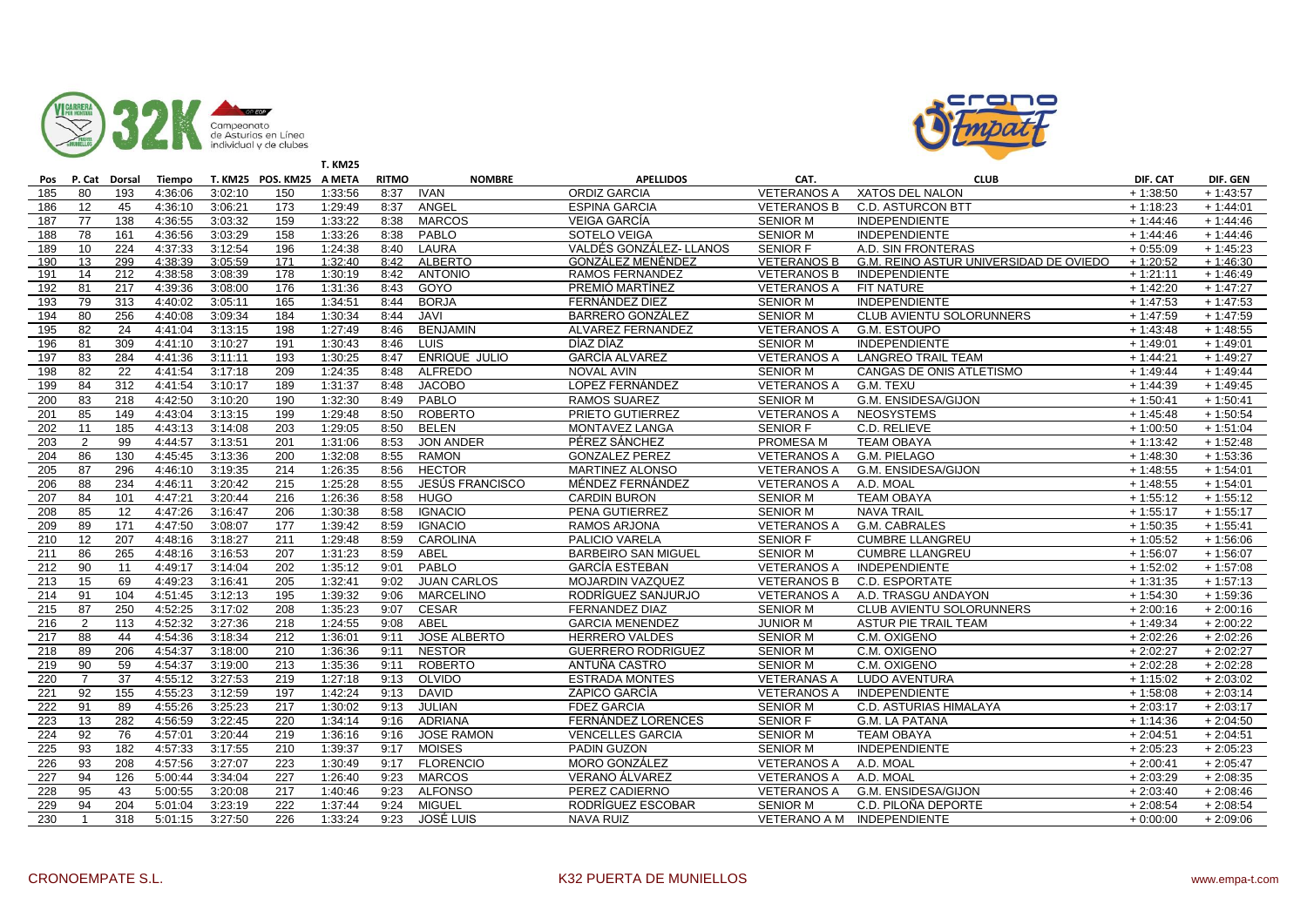| Pos | P. Cat | Dorsal | Tiempo | T. KM25 | POS. KM25 | T. KM25 A META | RITMO | NOMBRE | APELLIDOS | CAT. | CLUB | DIF. CAT | DIF. GEN |
|---|---|---|---|---|---|---|---|---|---|---|---|---|---|
| 185 | 80 | 193 | 4:36:06 | 3:02:10 | 150 | 1:33:56 | 8:37 | IVAN | ORDIZ GARCIA | VETERANOS A | XATOS DEL NALON | + 1:38:50 | + 1:43:57 |
| 186 | 12 | 45 | 4:36:10 | 3:06:21 | 173 | 1:29:49 | 8:37 | ANGEL | ESPINA GARCIA | VETERANOS B | C.D. ASTURCON BTT | + 1:18:23 | + 1:44:01 |
| 187 | 77 | 138 | 4:36:55 | 3:03:32 | 159 | 1:33:22 | 8:38 | MARCOS | VEIGA GARCÍA | SENIOR M | INDEPENDIENTE | + 1:44:46 | + 1:44:46 |
| 188 | 78 | 161 | 4:36:56 | 3:03:29 | 158 | 1:33:26 | 8:38 | PABLO | SOTELO VEIGA | SENIOR M | INDEPENDIENTE | + 1:44:46 | + 1:44:46 |
| 189 | 10 | 224 | 4:37:33 | 3:12:54 | 196 | 1:24:38 | 8:40 | LAURA | VALDÉS GONZÁLEZ- LLANOS | SENIOR F | A.D. SIN FRONTERAS | + 0:55:09 | + 1:45:23 |
| 190 | 13 | 299 | 4:38:39 | 3:05:59 | 171 | 1:32:40 | 8:42 | ALBERTO | GONZÁLEZ MENÉNDEZ | VETERANOS B | G.M. REINO ASTUR UNIVERSIDAD DE OVIEDO | + 1:20:52 | + 1:46:30 |
| 191 | 14 | 212 | 4:38:58 | 3:08:39 | 178 | 1:30:19 | 8:42 | ANTONIO | RAMOS FERNANDEZ | VETERANOS B | INDEPENDIENTE | + 1:21:11 | + 1:46:49 |
| 192 | 81 | 217 | 4:39:36 | 3:08:00 | 176 | 1:31:36 | 8:43 | GOYO | PREMIÓ MARTÍNEZ | VETERANOS A | FIT NATURE | + 1:42:20 | + 1:47:27 |
| 193 | 79 | 313 | 4:40:02 | 3:05:11 | 165 | 1:34:51 | 8:44 | BORJA | FERNÁNDEZ DIEZ | SENIOR M | INDEPENDIENTE | + 1:47:53 | + 1:47:53 |
| 194 | 80 | 256 | 4:40:08 | 3:09:34 | 184 | 1:30:34 | 8:44 | JAVI | BARRERO GONZÁLEZ | SENIOR M | CLUB AVIENTU SOLORUNNERS | + 1:47:59 | + 1:47:59 |
| 195 | 82 | 24 | 4:41:04 | 3:13:15 | 198 | 1:27:49 | 8:46 | BENJAMIN | ALVAREZ FERNANDEZ | VETERANOS A | G.M. ESTOUPO | + 1:43:48 | + 1:48:55 |
| 196 | 81 | 309 | 4:41:10 | 3:10:27 | 191 | 1:30:43 | 8:46 | LUIS | DÍAZ DÍAZ | SENIOR M | INDEPENDIENTE | + 1:49:01 | + 1:49:01 |
| 197 | 83 | 284 | 4:41:36 | 3:11:11 | 193 | 1:30:25 | 8:47 | ENRIQUE JULIO | GARCÍA ALVAREZ | VETERANOS A | LANGREO TRAIL TEAM | + 1:44:21 | + 1:49:27 |
| 198 | 82 | 22 | 4:41:54 | 3:17:18 | 209 | 1:24:35 | 8:48 | ALFREDO | NOVAL AVIN | SENIOR M | CANGAS DE ONIS ATLETISMO | + 1:49:44 | + 1:49:44 |
| 199 | 84 | 312 | 4:41:54 | 3:10:17 | 189 | 1:31:37 | 8:48 | JACOBO | LOPEZ FERNÁNDEZ | VETERANOS A | G.M. TEXU | + 1:44:39 | + 1:49:45 |
| 200 | 83 | 218 | 4:42:50 | 3:10:20 | 190 | 1:32:30 | 8:49 | PABLO | RAMOS SUAREZ | SENIOR M | G.M. ENSIDESA/GIJON | + 1:50:41 | + 1:50:41 |
| 201 | 85 | 149 | 4:43:04 | 3:13:15 | 199 | 1:29:48 | 8:50 | ROBERTO | PRIETO GUTIERREZ | VETERANOS A | NEOSYSTEMS | + 1:45:48 | + 1:50:54 |
| 202 | 11 | 185 | 4:43:13 | 3:14:08 | 203 | 1:29:05 | 8:50 | BELEN | MONTAVEZ LANGA | SENIOR F | C.D. RELIEVE | + 1:00:50 | + 1:51:04 |
| 203 | 2 | 99 | 4:44:57 | 3:13:51 | 201 | 1:31:06 | 8:53 | JON ANDER | PÉREZ SÁNCHEZ | PROMESA M | TEAM OBAYA | + 1:13:42 | + 1:52:48 |
| 204 | 86 | 130 | 4:45:45 | 3:13:36 | 200 | 1:32:08 | 8:55 | RAMON | GONZALEZ PEREZ | VETERANOS A | G.M. PIELAGO | + 1:48:30 | + 1:53:36 |
| 205 | 87 | 296 | 4:46:10 | 3:19:35 | 214 | 1:26:35 | 8:56 | HECTOR | MARTINEZ ALONSO | VETERANOS A | G.M. ENSIDESA/GIJON | + 1:48:55 | + 1:54:01 |
| 206 | 88 | 234 | 4:46:11 | 3:20:42 | 215 | 1:25:28 | 8:55 | JESÚS FRANCISCO | MÉNDEZ FERNÁNDEZ | VETERANOS A | A.D. MOAL | + 1:48:55 | + 1:54:01 |
| 207 | 84 | 101 | 4:47:21 | 3:20:44 | 216 | 1:26:36 | 8:58 | HUGO | CARDIN BURON | SENIOR M | TEAM OBAYA | + 1:55:12 | + 1:55:12 |
| 208 | 85 | 12 | 4:47:26 | 3:16:47 | 206 | 1:30:38 | 8:58 | IGNACIO | PENA GUTIERREZ | SENIOR M | NAVA TRAIL | + 1:55:17 | + 1:55:17 |
| 209 | 89 | 171 | 4:47:50 | 3:08:07 | 177 | 1:39:42 | 8:59 | IGNACIO | RAMOS ARJONA | VETERANOS A | G.M. CABRALES | + 1:50:35 | + 1:55:41 |
| 210 | 12 | 207 | 4:48:16 | 3:18:27 | 211 | 1:29:48 | 8:59 | CAROLINA | PALICIO VARELA | SENIOR F | CUMBRE LLANGREU | + 1:05:52 | + 1:56:06 |
| 211 | 86 | 265 | 4:48:16 | 3:16:53 | 207 | 1:31:23 | 8:59 | ABEL | BARBEIRO SAN MIGUEL | SENIOR M | CUMBRE LLANGREU | + 1:56:07 | + 1:56:07 |
| 212 | 90 | 11 | 4:49:17 | 3:14:04 | 202 | 1:35:12 | 9:01 | PABLO | GARCÍA ESTEBAN | VETERANOS A | INDEPENDIENTE | + 1:52:02 | + 1:57:08 |
| 213 | 15 | 69 | 4:49:23 | 3:16:41 | 205 | 1:32:41 | 9:02 | JUAN CARLOS | MOJARDIN VAZQUEZ | VETERANOS B | C.D. ESPORTATE | + 1:31:35 | + 1:57:13 |
| 214 | 91 | 104 | 4:51:45 | 3:12:13 | 195 | 1:39:32 | 9:06 | MARCELINO | RODRÍGUEZ SANJURJO | VETERANOS A | A.D. TRASGU ANDAYON | + 1:54:30 | + 1:59:36 |
| 215 | 87 | 250 | 4:52:25 | 3:17:02 | 208 | 1:35:23 | 9:07 | CESAR | FERNANDEZ DIAZ | SENIOR M | CLUB AVIENTU SOLORUNNERS | + 2:00:16 | + 2:00:16 |
| 216 | 2 | 113 | 4:52:32 | 3:27:36 | 218 | 1:24:55 | 9:08 | ABEL | GARCIA MENENDEZ | JUNIOR M | ASTUR PIE TRAIL TEAM | + 1:49:34 | + 2:00:22 |
| 217 | 88 | 44 | 4:54:36 | 3:18:34 | 212 | 1:36:01 | 9:11 | JOSE ALBERTO | HERRERO VALDES | SENIOR M | C.M. OXIGENO | + 2:02:26 | + 2:02:26 |
| 218 | 89 | 206 | 4:54:37 | 3:18:00 | 210 | 1:36:36 | 9:11 | NESTOR | GUERRERO RODRIGUEZ | SENIOR M | C.M. OXIGENO | + 2:02:27 | + 2:02:27 |
| 219 | 90 | 59 | 4:54:37 | 3:19:00 | 213 | 1:35:36 | 9:11 | ROBERTO | ANTUÑA CASTRO | SENIOR M | C.M. OXIGENO | + 2:02:28 | + 2:02:28 |
| 220 | 7 | 37 | 4:55:12 | 3:27:53 | 219 | 1:27:18 | 9:13 | OLVIDO | ESTRADA MONTES | VETERANAS A | LUDO AVENTURA | + 1:15:02 | + 2:03:02 |
| 221 | 92 | 155 | 4:55:23 | 3:12:59 | 197 | 1:42:24 | 9:13 | DAVID | ZAPICO GARCÍA | VETERANOS A | INDEPENDIENTE | + 1:58:08 | + 2:03:14 |
| 222 | 91 | 89 | 4:55:26 | 3:25:23 | 217 | 1:30:02 | 9:13 | JULIAN | FDEZ GARCIA | SENIOR M | C.D. ASTURIAS HIMALAYA | + 2:03:17 | + 2:03:17 |
| 223 | 13 | 282 | 4:56:59 | 3:22:45 | 220 | 1:34:14 | 9:16 | ADRIANA | FERNÁNDEZ LORENCES | SENIOR F | G.M. LA PATANA | + 1:14:36 | + 2:04:50 |
| 224 | 92 | 76 | 4:57:01 | 3:20:44 | 219 | 1:36:16 | 9:16 | JOSE RAMON | VENCELLES GARCIA | SENIOR M | TEAM OBAYA | + 2:04:51 | + 2:04:51 |
| 225 | 93 | 182 | 4:57:33 | 3:17:55 | 210 | 1:39:37 | 9:17 | MOISES | PADIN GUZON | SENIOR M | INDEPENDIENTE | + 2:05:23 | + 2:05:23 |
| 226 | 93 | 208 | 4:57:56 | 3:27:07 | 223 | 1:30:49 | 9:17 | FLORENCIO | MORO GONZÁLEZ | VETERANOS A | A.D. MOAL | + 2:00:41 | + 2:05:47 |
| 227 | 94 | 126 | 5:00:44 | 3:34:04 | 227 | 1:26:40 | 9:23 | MARCOS | VERANO ÁLVAREZ | VETERANOS A | A.D. MOAL | + 2:03:29 | + 2:08:35 |
| 228 | 95 | 43 | 5:00:55 | 3:20:08 | 217 | 1:40:46 | 9:23 | ALFONSO | PEREZ CADIERNO | VETERANOS A | G.M. ENSIDESA/GIJON | + 2:03:40 | + 2:08:46 |
| 229 | 94 | 204 | 5:01:04 | 3:23:19 | 222 | 1:37:44 | 9:24 | MIGUEL | RODRÍGUEZ ESCOBAR | SENIOR M | C.D. PILOÑA DEPORTE | + 2:08:54 | + 2:08:54 |
| 230 | 1 | 318 | 5:01:15 | 3:27:50 | 226 | 1:33:24 | 9:23 | JOSÉ LUIS | NAVA RUIZ | VETERANO A M | INDEPENDIENTE | + 0:00:00 | + 2:09:06 |

CRONOEMPATE S.L. K32 PUERTA DE MUNIELLOS www.empa-t.com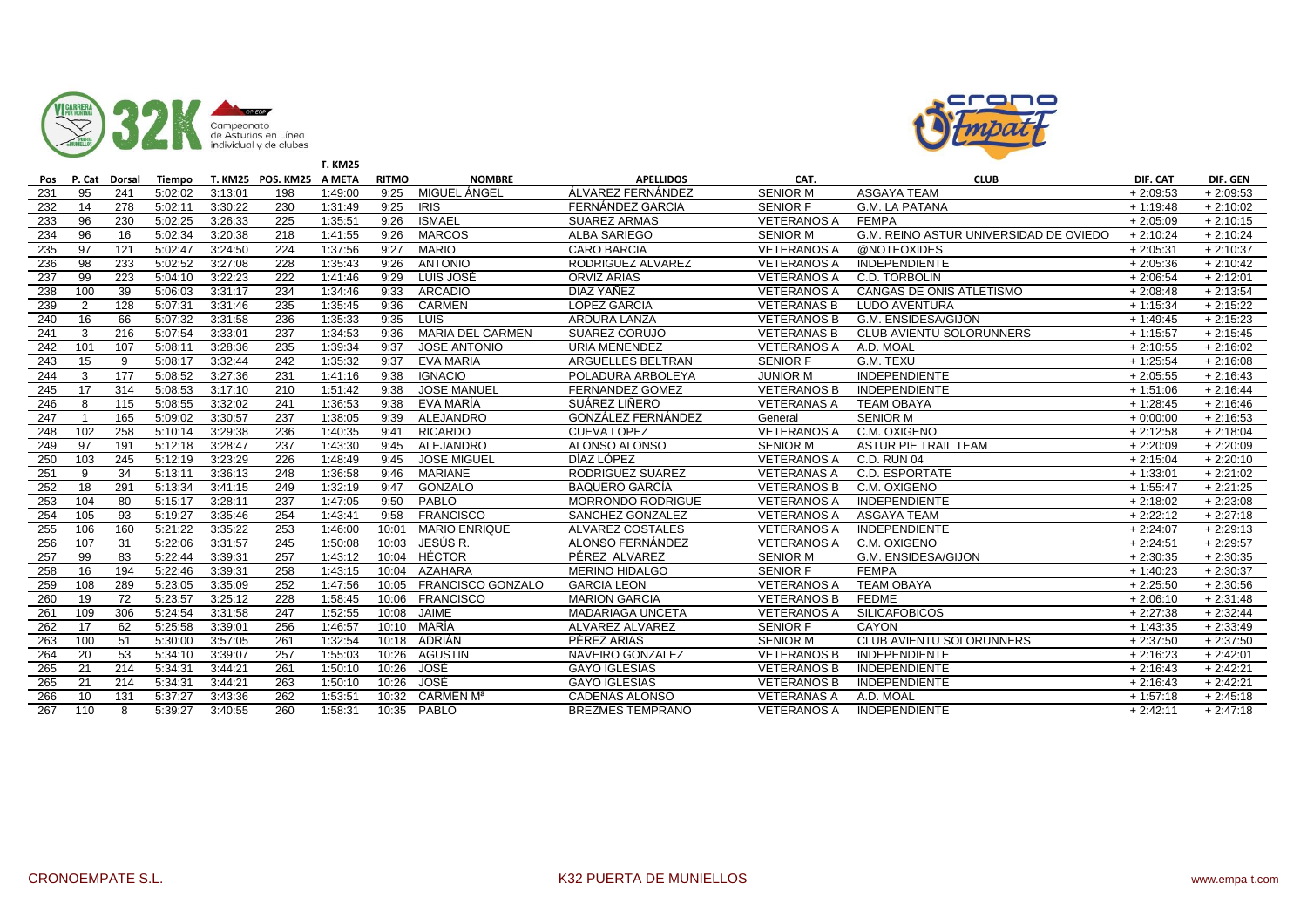| Pos | P. Cat | Dorsal | Tiempo | T. KM25 | POS. KM25 | T. KM25 A META | RITMO | NOMBRE | APELLIDOS | CAT. | CLUB | DIF. CAT | DIF. GEN |
|---|---|---|---|---|---|---|---|---|---|---|---|---|---|
| 231 | 95 | 241 | 5:02:02 | 3:13:01 | 198 | 1:49:00 | 9:25 | MIGUEL ÁNGEL | ÁLVAREZ FERNÁNDEZ | SENIOR M | ASGAYA TEAM | + 2:09:53 | + 2:09:53 |
| 232 | 14 | 278 | 5:02:11 | 3:30:22 | 230 | 1:31:49 | 9:25 | IRIS | FERNÁNDEZ GARCIA | SENIOR F | G.M. LA PATANA | + 1:19:48 | + 2:10:02 |
| 233 | 96 | 230 | 5:02:25 | 3:26:33 | 225 | 1:35:51 | 9:26 | ISMAEL | SUAREZ ARMAS | VETERANOS A | FEMPA | + 2:05:09 | + 2:10:15 |
| 234 | 96 | 16 | 5:02:34 | 3:20:38 | 218 | 1:41:55 | 9:26 | MARCOS | ALBA SARIEGO | SENIOR M | G.M. REINO ASTUR UNIVERSIDAD DE OVIEDO | + 2:10:24 | + 2:10:24 |
| 235 | 97 | 121 | 5:02:47 | 3:24:50 | 224 | 1:37:56 | 9:27 | MARIO | CARO BARCIA | VETERANOS A | @NOTEOXIDES | + 2:05:31 | + 2:10:37 |
| 236 | 98 | 233 | 5:02:52 | 3:27:08 | 228 | 1:35:43 | 9:26 | ANTONIO | RODRIGUEZ ALVAREZ | VETERANOS A | INDEPENDIENTE | + 2:05:36 | + 2:10:42 |
| 237 | 99 | 223 | 5:04:10 | 3:22:23 | 222 | 1:41:46 | 9:29 | LUIS JOSÉ | ORVIZ ARIAS | VETERANOS A | C.D. TORBOLIN | + 2:06:54 | + 2:12:01 |
| 238 | 100 | 39 | 5:06:03 | 3:31:17 | 234 | 1:34:46 | 9:33 | ARCADIO | DIAZ YAÑEZ | VETERANOS A | CANGAS DE ONIS ATLETISMO | + 2:08:48 | + 2:13:54 |
| 239 | 2 | 128 | 5:07:31 | 3:31:46 | 235 | 1:35:45 | 9:36 | CARMEN | LOPEZ GARCIA | VETERANAS B | LUDO AVENTURA | + 1:15:34 | + 2:15:22 |
| 240 | 16 | 66 | 5:07:32 | 3:31:58 | 236 | 1:35:33 | 9:35 | LUIS | ARDURA LANZA | VETERANOS B | G.M. ENSIDESA/GIJON | + 1:49:45 | + 2:15:23 |
| 241 | 3 | 216 | 5:07:54 | 3:33:01 | 237 | 1:34:53 | 9:36 | MARIA DEL CARMEN | SUAREZ CORUJO | VETERANAS B | CLUB AVIENTU SOLORUNNERS | + 1:15:57 | + 2:15:45 |
| 242 | 101 | 107 | 5:08:11 | 3:28:36 | 235 | 1:39:34 | 9:37 | JOSE ANTONIO | URIA MENENDEZ | VETERANOS A | A.D. MOAL | + 2:10:55 | + 2:16:02 |
| 243 | 15 | 9 | 5:08:17 | 3:32:44 | 242 | 1:35:32 | 9:37 | EVA MARIA | ARGUELLES BELTRAN | SENIOR F | G.M. TEXU | + 1:25:54 | + 2:16:08 |
| 244 | 3 | 177 | 5:08:52 | 3:27:36 | 231 | 1:41:16 | 9:38 | IGNACIO | POLADURA ARBOLEYA | JUNIOR M | INDEPENDIENTE | + 2:05:55 | + 2:16:43 |
| 245 | 17 | 314 | 5:08:53 | 3:17:10 | 210 | 1:51:42 | 9:38 | JOSE MANUEL | FERNANDEZ GOMEZ | VETERANOS B | INDEPENDIENTE | + 1:51:06 | + 2:16:44 |
| 246 | 8 | 115 | 5:08:55 | 3:32:02 | 241 | 1:36:53 | 9:38 | EVA MARÍA | SUÁREZ LIÑERO | VETERANAS A | TEAM OBAYA | + 1:28:45 | + 2:16:46 |
| 247 | 1 | 165 | 5:09:02 | 3:30:57 | 237 | 1:38:05 | 9:39 | ALEJANDRO | GONZÁLEZ FERNÁNDEZ | General | SENIOR M | + 0:00:00 | + 2:16:53 |
| 248 | 102 | 258 | 5:10:14 | 3:29:38 | 236 | 1:40:35 | 9:41 | RICARDO | CUEVA LOPEZ | VETERANOS A | C.M. OXIGENO | + 2:12:58 | + 2:18:04 |
| 249 | 97 | 191 | 5:12:18 | 3:28:47 | 237 | 1:43:30 | 9:45 | ALEJANDRO | ALONSO ALONSO | SENIOR M | ASTUR PIE TRAIL TEAM | + 2:20:09 | + 2:20:09 |
| 250 | 103 | 245 | 5:12:19 | 3:23:29 | 226 | 1:48:49 | 9:45 | JOSE MIGUEL | DÍAZ LÓPEZ | VETERANOS A | C.D. RUN 04 | + 2:15:04 | + 2:20:10 |
| 251 | 9 | 34 | 5:13:11 | 3:36:13 | 248 | 1:36:58 | 9:46 | MARIANE | RODRIGUEZ SUAREZ | VETERANAS A | C.D. ESPORTATE | + 1:33:01 | + 2:21:02 |
| 252 | 18 | 291 | 5:13:34 | 3:41:15 | 249 | 1:32:19 | 9:47 | GONZALO | BAQUERO GARCÍA | VETERANOS B | C.M. OXIGENO | + 1:55:47 | + 2:21:25 |
| 253 | 104 | 80 | 5:15:17 | 3:28:11 | 237 | 1:47:05 | 9:50 | PABLO | MORRONDO RODRIGUE | VETERANOS A | INDEPENDIENTE | + 2:18:02 | + 2:23:08 |
| 254 | 105 | 93 | 5:19:27 | 3:35:46 | 254 | 1:43:41 | 9:58 | FRANCISCO | SANCHEZ GONZALEZ | VETERANOS A | ASGAYA TEAM | + 2:22:12 | + 2:27:18 |
| 255 | 106 | 160 | 5:21:22 | 3:35:22 | 253 | 1:46:00 | 10:01 | MARIO ENRIQUE | ALVAREZ COSTALES | VETERANOS A | INDEPENDIENTE | + 2:24:07 | + 2:29:13 |
| 256 | 107 | 31 | 5:22:06 | 3:31:57 | 245 | 1:50:08 | 10:03 | JESÚS R. | ALONSO FERNÁNDEZ | VETERANOS A | C.M. OXIGENO | + 2:24:51 | + 2:29:57 |
| 257 | 99 | 83 | 5:22:44 | 3:39:31 | 257 | 1:43:12 | 10:04 | HÉCTOR | PÉREZ ALVAREZ | SENIOR M | G.M. ENSIDESA/GIJON | + 2:30:35 | + 2:30:35 |
| 258 | 16 | 194 | 5:22:46 | 3:39:31 | 258 | 1:43:15 | 10:04 | AZAHARA | MERINO HIDALGO | SENIOR F | FEMPA | + 1:40:23 | + 2:30:37 |
| 259 | 108 | 289 | 5:23:05 | 3:35:09 | 252 | 1:47:56 | 10:05 | FRANCISCO GONZALO | GARCIA LEON | VETERANOS A | TEAM OBAYA | + 2:25:50 | + 2:30:56 |
| 260 | 19 | 72 | 5:23:57 | 3:25:12 | 228 | 1:58:45 | 10:06 | FRANCISCO | MARION GARCIA | VETERANOS B | FEDME | + 2:06:10 | + 2:31:48 |
| 261 | 109 | 306 | 5:24:54 | 3:31:58 | 247 | 1:52:55 | 10:08 | JAIME | MADARIAGA UNCETA | VETERANOS A | SILICAFOBICOS | + 2:27:38 | + 2:32:44 |
| 262 | 17 | 62 | 5:25:58 | 3:39:01 | 256 | 1:46:57 | 10:10 | MARÍA | ALVAREZ ALVAREZ | SENIOR F | CAYON | + 1:43:35 | + 2:33:49 |
| 263 | 100 | 51 | 5:30:00 | 3:57:05 | 261 | 1:32:54 | 10:18 | ADRIÁN | PÉREZ ARIAS | SENIOR M | CLUB AVIENTU SOLORUNNERS | + 2:37:50 | + 2:37:50 |
| 264 | 20 | 53 | 5:34:10 | 3:39:07 | 257 | 1:55:03 | 10:26 | AGUSTIN | NAVEIRO GONZALEZ | VETERANOS B | INDEPENDIENTE | + 2:16:23 | + 2:42:01 |
| 265 | 21 | 214 | 5:34:31 | 3:44:21 | 261 | 1:50:10 | 10:26 | JOSÉ | GAYO IGLESIAS | VETERANOS B | INDEPENDIENTE | + 2:16:43 | + 2:42:21 |
| 265 | 21 | 214 | 5:34:31 | 3:44:21 | 263 | 1:50:10 | 10:26 | JOSÉ | GAYO IGLESIAS | VETERANOS B | INDEPENDIENTE | + 2:16:43 | + 2:42:21 |
| 266 | 10 | 131 | 5:37:27 | 3:43:36 | 262 | 1:53:51 | 10:32 | CARMEN Mª | CADENAS ALONSO | VETERANAS A | A.D. MOAL | + 1:57:18 | + 2:45:18 |
| 267 | 110 | 8 | 5:39:27 | 3:40:55 | 260 | 1:58:31 | 10:35 | PABLO | BREZMES TEMPRANO | VETERANOS A | INDEPENDIENTE | + 2:42:11 | + 2:47:18 |

CRONOEMPATE S.L. K32 PUERTA DE MUNIELLOS www.empa-t.com